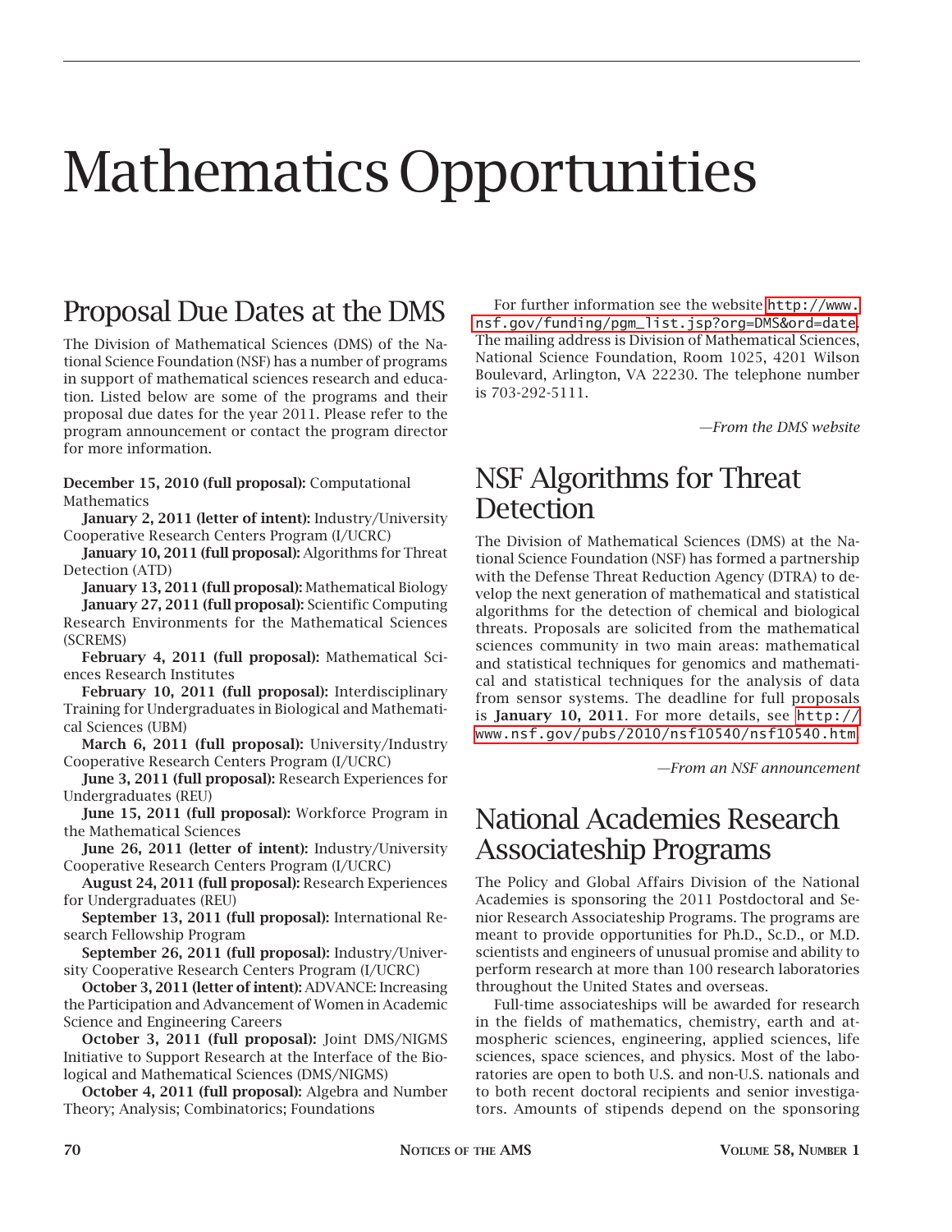# Mathematics Opportunities

## Proposal Due Dates at the DMS

The Division of Mathematical Sciences (DMS) of the National Science Foundation (NSF) has a number of programs in support of mathematical sciences research and education. Listed below are some of the programs and their proposal due dates for the year 2011. Please refer to the program announcement or contact the program director for more information.

**December 15, 2010 (full proposal):** Computational Mathematics

**January 2, 2011 (letter of intent):** Industry/University Cooperative Research Centers Program (I/UCRC)

**January 10, 2011 (full proposal):** Algorithms for Threat Detection (ATD)

**January 13, 2011 (full proposal):** Mathematical Biology

**January 27, 2011 (full proposal):** Scientific Computing Research Environments for the Mathematical Sciences (SCREMS)

**February 4, 2011 (full proposal):** Mathematical Sciences Research Institutes

**February 10, 2011 (full proposal):** Interdisciplinary Training for Undergraduates in Biological and Mathematical Sciences (UBM)

**March 6, 2011 (full proposal):** University/Industry Cooperative Research Centers Program (I/UCRC)

**June 3, 2011 (full proposal):** Research Experiences for Undergraduates (REU)

**June 15, 2011 (full proposal):** Workforce Program in the Mathematical Sciences

**June 26, 2011 (letter of intent):** Industry/University Cooperative Research Centers Program (I/UCRC)

**August 24, 2011 (full proposal):** Research Experiences for Undergraduates (REU)

**September 13, 2011 (full proposal):** International Research Fellowship Program

**September 26, 2011 (full proposal):** Industry/University Cooperative Research Centers Program (I/UCRC)

**October 3, 2011 (letter of intent):** ADVANCE: Increasing the Participation and Advancement of Women in Academic Science and Engineering Careers

**October 3, 2011 (full proposal):** Joint DMS/NIGMS Initiative to Support Research at the Interface of the Biological and Mathematical Sciences (DMS/NIGMS)

**October 4, 2011 (full proposal):** Algebra and Number Theory; Analysis; Combinatorics; Foundations

For further information see the website http://www.nsf.gov/funding/pgm_list.jsp?org=DMS&ord=date. The mailing address is Division of Mathematical Sciences, National Science Foundation, Room 1025, 4201 Wilson Boulevard, Arlington, VA 22230. The telephone number is 703-292-5111.

*—From the DMS website*

## NSF Algorithms for Threat Detection

The Division of Mathematical Sciences (DMS) at the National Science Foundation (NSF) has formed a partnership with the Defense Threat Reduction Agency (DTRA) to develop the next generation of mathematical and statistical algorithms for the detection of chemical and biological threats. Proposals are solicited from the mathematical sciences community in two main areas: mathematical and statistical techniques for genomics and mathematical and statistical techniques for the analysis of data from sensor systems. The deadline for full proposals is **January 10, 2011**. For more details, see http://www.nsf.gov/pubs/2010/nsf10540/nsf10540.htm.

*—From an NSF announcement*

## National Academies Research Associateship Programs

The Policy and Global Affairs Division of the National Academies is sponsoring the 2011 Postdoctoral and Senior Research Associateship Programs. The programs are meant to provide opportunities for Ph.D., Sc.D., or M.D. scientists and engineers of unusual promise and ability to perform research at more than 100 research laboratories throughout the United States and overseas.

Full-time associateships will be awarded for research in the fields of mathematics, chemistry, earth and atmospheric sciences, engineering, applied sciences, life sciences, space sciences, and physics. Most of the laboratories are open to both U.S. and non-U.S. nationals and to both recent doctoral recipients and senior investigators. Amounts of stipends depend on the sponsoring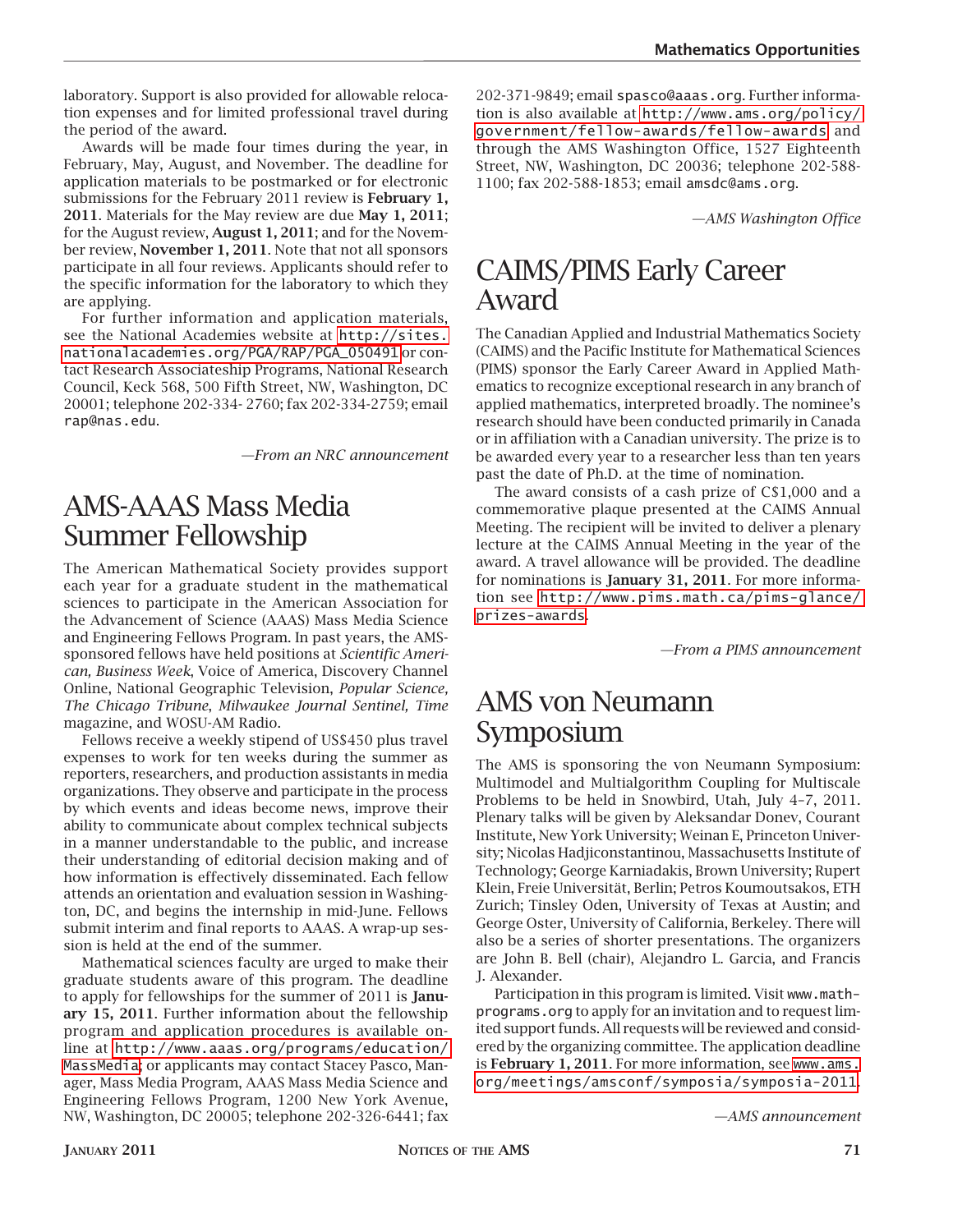laboratory. Support is also provided for allowable relocation expenses and for limited professional travel during the period of the award.

Awards will be made four times during the year, in February, May, August, and November. The deadline for application materials to be postmarked or for electronic submissions for the February 2011 review is **February 1, 2011**. Materials for the May review are due **May 1, 2011**; for the August review, **August 1, 2011**; and for the November review, **November 1, 2011**. Note that not all sponsors participate in all four reviews. Applicants should refer to the specific information for the laboratory to which they are applying.

For further information and application materials, see the National Academies website at http://sites.nationalacademies.org/PGA/RAP/PGA_050491 or contact Research Associateship Programs, National Research Council, Keck 568, 500 Fifth Street, NW, Washington, DC 20001; telephone 202-334- 2760; fax 202-334-2759; email rap@nas.edu.

*—From an NRC announcement*

# AMS-AAAS Mass Media Summer Fellowship

The American Mathematical Society provides support each year for a graduate student in the mathematical sciences to participate in the American Association for the Advancement of Science (AAAS) Mass Media Science and Engineering Fellows Program. In past years, the AMS-sponsored fellows have held positions at *Scientific American*, *Business Week*, Voice of America, Discovery Channel Online, National Geographic Television, *Popular Science*, *The Chicago Tribune*, *Milwaukee Journal Sentinel*, *Time* magazine, and WOSU-AM Radio.

Fellows receive a weekly stipend of US$450 plus travel expenses to work for ten weeks during the summer as reporters, researchers, and production assistants in media organizations. They observe and participate in the process by which events and ideas become news, improve their ability to communicate about complex technical subjects in a manner understandable to the public, and increase their understanding of editorial decision making and of how information is effectively disseminated. Each fellow attends an orientation and evaluation session in Washington, DC, and begins the internship in mid-June. Fellows submit interim and final reports to AAAS. A wrap-up session is held at the end of the summer.

Mathematical sciences faculty are urged to make their graduate students aware of this program. The deadline to apply for fellowships for the summer of 2011 is **January 15, 2011**. Further information about the fellowship program and application procedures is available online at http://www.aaas.org/programs/education/MassMedia; or applicants may contact Stacey Pasco, Manager, Mass Media Program, AAAS Mass Media Science and Engineering Fellows Program, 1200 New York Avenue, NW, Washington, DC 20005; telephone 202-326-6441; fax 202-371-9849; email spasco@aaas.org. Further information is also available at http://www.ams.org/policy/government/fellow-awards/fellow-awards and through the AMS Washington Office, 1527 Eighteenth Street, NW, Washington, DC 20036; telephone 202-588-1100; fax 202-588-1853; email amsdc@ams.org.

*—AMS Washington Office*

# CAIMS/PIMS Early Career Award

The Canadian Applied and Industrial Mathematics Society (CAIMS) and the Pacific Institute for Mathematical Sciences (PIMS) sponsor the Early Career Award in Applied Mathematics to recognize exceptional research in any branch of applied mathematics, interpreted broadly. The nominee's research should have been conducted primarily in Canada or in affiliation with a Canadian university. The prize is to be awarded every year to a researcher less than ten years past the date of Ph.D. at the time of nomination.

The award consists of a cash prize of C$1,000 and a commemorative plaque presented at the CAIMS Annual Meeting. The recipient will be invited to deliver a plenary lecture at the CAIMS Annual Meeting in the year of the award. A travel allowance will be provided. The deadline for nominations is **January 31, 2011**. For more information see http://www.pims.math.ca/pims-glance/prizes-awards.

*—From a PIMS announcement*

# AMS von Neumann Symposium

The AMS is sponsoring the von Neumann Symposium: Multimodel and Multialgorithm Coupling for Multiscale Problems to be held in Snowbird, Utah, July 4–7, 2011. Plenary talks will be given by Aleksandar Donev, Courant Institute, New York University; Weinan E, Princeton University; Nicolas Hadjiconstantinou, Massachusetts Institute of Technology; George Karniadakis, Brown University; Rupert Klein, Freie Universität, Berlin; Petros Koumoutsakos, ETH Zurich; Tinsley Oden, University of Texas at Austin; and George Oster, University of California, Berkeley. There will also be a series of shorter presentations. The organizers are John B. Bell (chair), Alejandro L. Garcia, and Francis J. Alexander.

Participation in this program is limited. Visit www.mathprograms.org to apply for an invitation and to request limited support funds. All requests will be reviewed and considered by the organizing committee. The application deadline is **February 1, 2011**. For more information, see www.ams.org/meetings/amsconf/symposia/symposia-2011.

*—AMS announcement*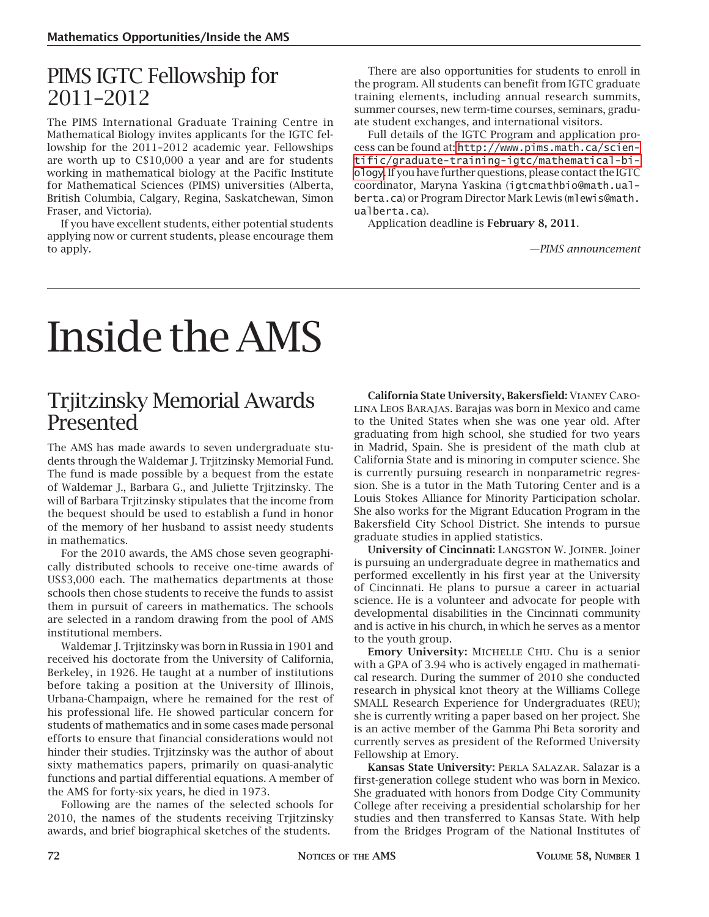## PIMS IGTC Fellowship for 2011–2012

The PIMS International Graduate Training Centre in Mathematical Biology invites applicants for the IGTC fellowship for the 2011–2012 academic year. Fellowships are worth up to C$10,000 a year and are for students working in mathematical biology at the Pacific Institute for Mathematical Sciences (PIMS) universities (Alberta, British Columbia, Calgary, Regina, Saskatchewan, Simon Fraser, and Victoria).

If you have excellent students, either potential students applying now or current students, please encourage them to apply.

There are also opportunities for students to enroll in the program. All students can benefit from IGTC graduate training elements, including annual research summits, summer courses, new term-time courses, seminars, graduate student exchanges, and international visitors.

Full details of the IGTC Program and application process can be found at: `http://www.pims.math.ca/scientific/graduate-training-igtc/mathematical-biology`. If you have further questions, please contact the IGTC coordinator, Maryna Yaskina (`igtcmathbio@math.ualberta.ca`) or Program Director Mark Lewis (`mlewis@math.ualberta.ca`).

Application deadline is **February 8, 2011**.

*—PIMS announcement*

# Inside the AMS

## Trjitzinsky Memorial Awards Presented

The AMS has made awards to seven undergraduate students through the Waldemar J. Trjitzinsky Memorial Fund. The fund is made possible by a bequest from the estate of Waldemar J., Barbara G., and Juliette Trjitzinsky. The will of Barbara Trjitzinsky stipulates that the income from the bequest should be used to establish a fund in honor of the memory of her husband to assist needy students in mathematics.

For the 2010 awards, the AMS chose seven geographically distributed schools to receive one-time awards of US$3,000 each. The mathematics departments at those schools then chose students to receive the funds to assist them in pursuit of careers in mathematics. The schools are selected in a random drawing from the pool of AMS institutional members.

Waldemar J. Trjitzinsky was born in Russia in 1901 and received his doctorate from the University of California, Berkeley, in 1926. He taught at a number of institutions before taking a position at the University of Illinois, Urbana-Champaign, where he remained for the rest of his professional life. He showed particular concern for students of mathematics and in some cases made personal efforts to ensure that financial considerations would not hinder their studies. Trjitzinsky was the author of about sixty mathematics papers, primarily on quasi-analytic functions and partial differential equations. A member of the AMS for forty-six years, he died in 1973.

Following are the names of the selected schools for 2010, the names of the students receiving Trjitzinsky awards, and brief biographical sketches of the students.

**California State University, Bakersfield:** VIANEY CAROLINA LEOS BARAJAS. Barajas was born in Mexico and came to the United States when she was one year old. After graduating from high school, she studied for two years in Madrid, Spain. She is president of the math club at California State and is minoring in computer science. She is currently pursuing research in nonparametric regression. She is a tutor in the Math Tutoring Center and is a Louis Stokes Alliance for Minority Participation scholar. She also works for the Migrant Education Program in the Bakersfield City School District. She intends to pursue graduate studies in applied statistics.

**University of Cincinnati:** LANGSTON W. JOINER. Joiner is pursuing an undergraduate degree in mathematics and performed excellently in his first year at the University of Cincinnati. He plans to pursue a career in actuarial science. He is a volunteer and advocate for people with developmental disabilities in the Cincinnati community and is active in his church, in which he serves as a mentor to the youth group.

**Emory University:** MICHELLE CHU. Chu is a senior with a GPA of 3.94 who is actively engaged in mathematical research. During the summer of 2010 she conducted research in physical knot theory at the Williams College SMALL Research Experience for Undergraduates (REU); she is currently writing a paper based on her project. She is an active member of the Gamma Phi Beta sorority and currently serves as president of the Reformed University Fellowship at Emory.

**Kansas State University:** PERLA SALAZAR. Salazar is a first-generation college student who was born in Mexico. She graduated with honors from Dodge City Community College after receiving a presidential scholarship for her studies and then transferred to Kansas State. With help from the Bridges Program of the National Institutes of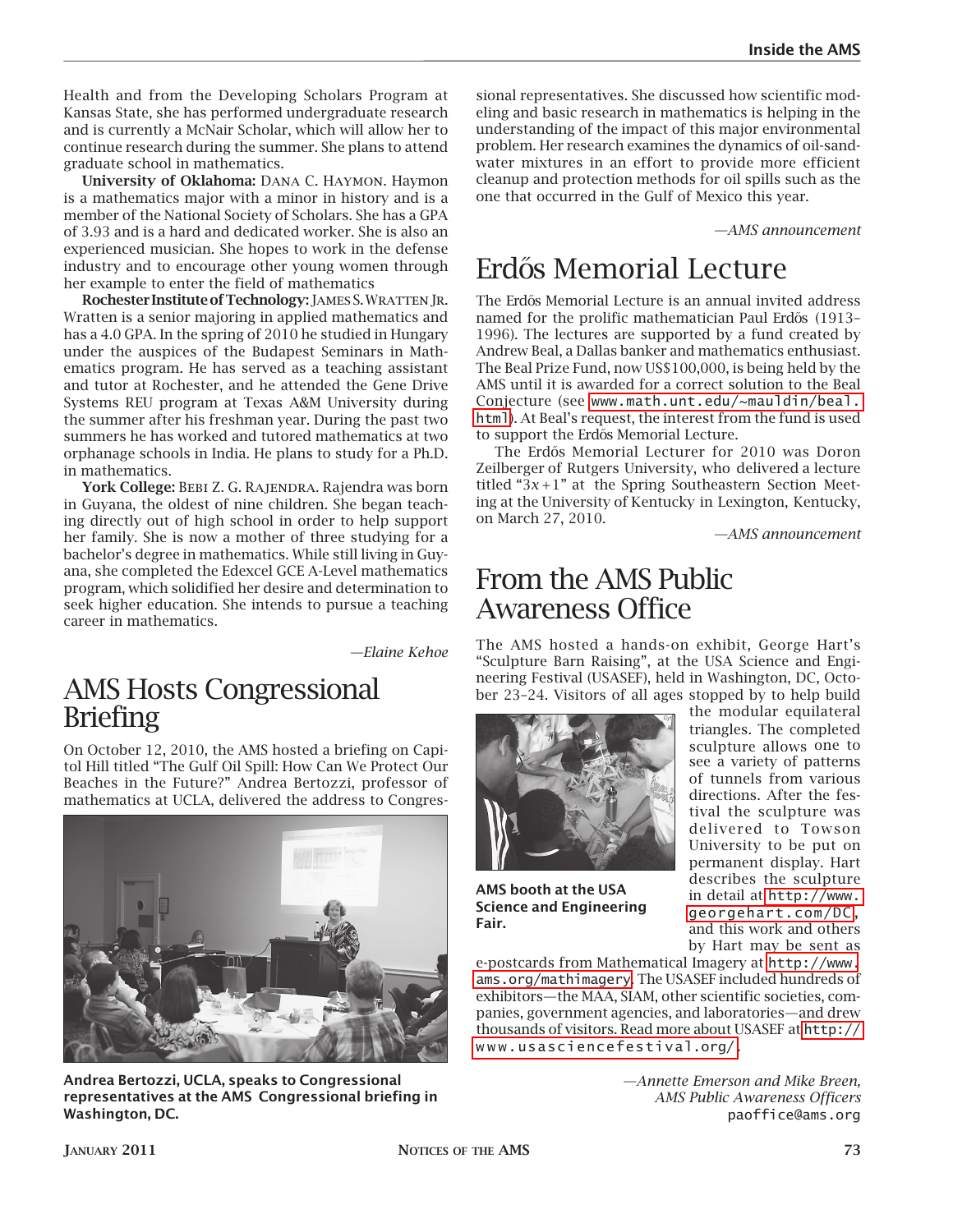Health and from the Developing Scholars Program at Kansas State, she has performed undergraduate research and is currently a McNair Scholar, which will allow her to continue research during the summer. She plans to attend graduate school in mathematics.

**University of Oklahoma:** DANA C. HAYMON. Haymon is a mathematics major with a minor in history and is a member of the National Society of Scholars. She has a GPA of 3.93 and is a hard and dedicated worker. She is also an experienced musician. She hopes to work in the defense industry and to encourage other young women through her example to enter the field of mathematics.

**Rochester Institute of Technology:** JAMES S. WRATTEN JR. Wratten is a senior majoring in applied mathematics and has a 4.0 GPA. In the spring of 2010 he studied in Hungary under the auspices of the Budapest Seminars in Mathematics program. He has served as a teaching assistant and tutor at Rochester, and he attended the Gene Drive Systems REU program at Texas A&M University during the summer after his freshman year. During the past two summers he has worked and tutored mathematics at two orphanage schools in India. He plans to study for a Ph.D. in mathematics.

**York College:** BEBI Z. G. RAJENDRA. Rajendra was born in Guyana, the oldest of nine children. She began teaching directly out of high school in order to help support her family. She is now a mother of three studying for a bachelor's degree in mathematics. While still living in Guyana, she completed the Edexcel GCE A-Level mathematics program, which solidified her desire and determination to seek higher education. She intends to pursue a teaching career in mathematics.

—*Elaine Kehoe*

# AMS Hosts Congressional Briefing

On October 12, 2010, the AMS hosted a briefing on Capitol Hill titled "The Gulf Oil Spill: How Can We Protect Our Beaches in the Future?" Andrea Bertozzi, professor of mathematics at UCLA, delivered the address to Congressional representatives. She discussed how scientific modeling and basic research in mathematics is helping in the understanding of the impact of this major environmental problem. Her research examines the dynamics of oil-sand-water mixtures in an effort to provide more efficient cleanup and protection methods for oil spills such as the one that occurred in the Gulf of Mexico this year.

**Andrea Bertozzi, UCLA, speaks to Congressional representatives at the AMS Congressional briefing in Washington, DC.**

—*AMS announcement*

# Erdős Memorial Lecture

The Erdős Memorial Lecture is an annual invited address named for the prolific mathematician Paul Erdős (1913–1996). The lectures are supported by a fund created by Andrew Beal, a Dallas banker and mathematics enthusiast. The Beal Prize Fund, now US$100,000, is being held by the AMS until it is awarded for a correct solution to the Beal Conjecture (see www.math.unt.edu/~mauldin/beal.html). At Beal's request, the interest from the fund is used to support the Erdős Memorial Lecture.

The Erdős Memorial Lecturer for 2010 was Doron Zeilberger of Rutgers University, who delivered a lecture titled "$3x+1$" at the Spring Southeastern Section Meeting at the University of Kentucky in Lexington, Kentucky, on March 27, 2010.

—*AMS announcement*

# From the AMS Public Awareness Office

The AMS hosted a hands-on exhibit, George Hart's "Sculpture Barn Raising", at the USA Science and Engineering Festival (USASEF), held in Washington, DC, October 23–24. Visitors of all ages stopped by to help build the modular equilateral triangles. The completed sculpture allows one to see a variety of patterns of tunnels from various directions. After the festival the sculpture was delivered to Towson University to be put on permanent display. Hart describes the sculpture in detail at http://www.georgehart.com/DC, and this work and others by Hart may be sent as e-postcards from Mathematical Imagery at http://www.ams.org/mathimagery. The USASEF included hundreds of exhibitors—the MAA, SIAM, other scientific societies, companies, government agencies, and laboratories—and drew thousands of visitors. Read more about USASEF at http://www.usasciencefestival.org/.

**AMS booth at the USA Science and Engineering Fair.**

—*Annette Emerson and Mike Breen, AMS Public Awareness Officers*
paoffice@ams.org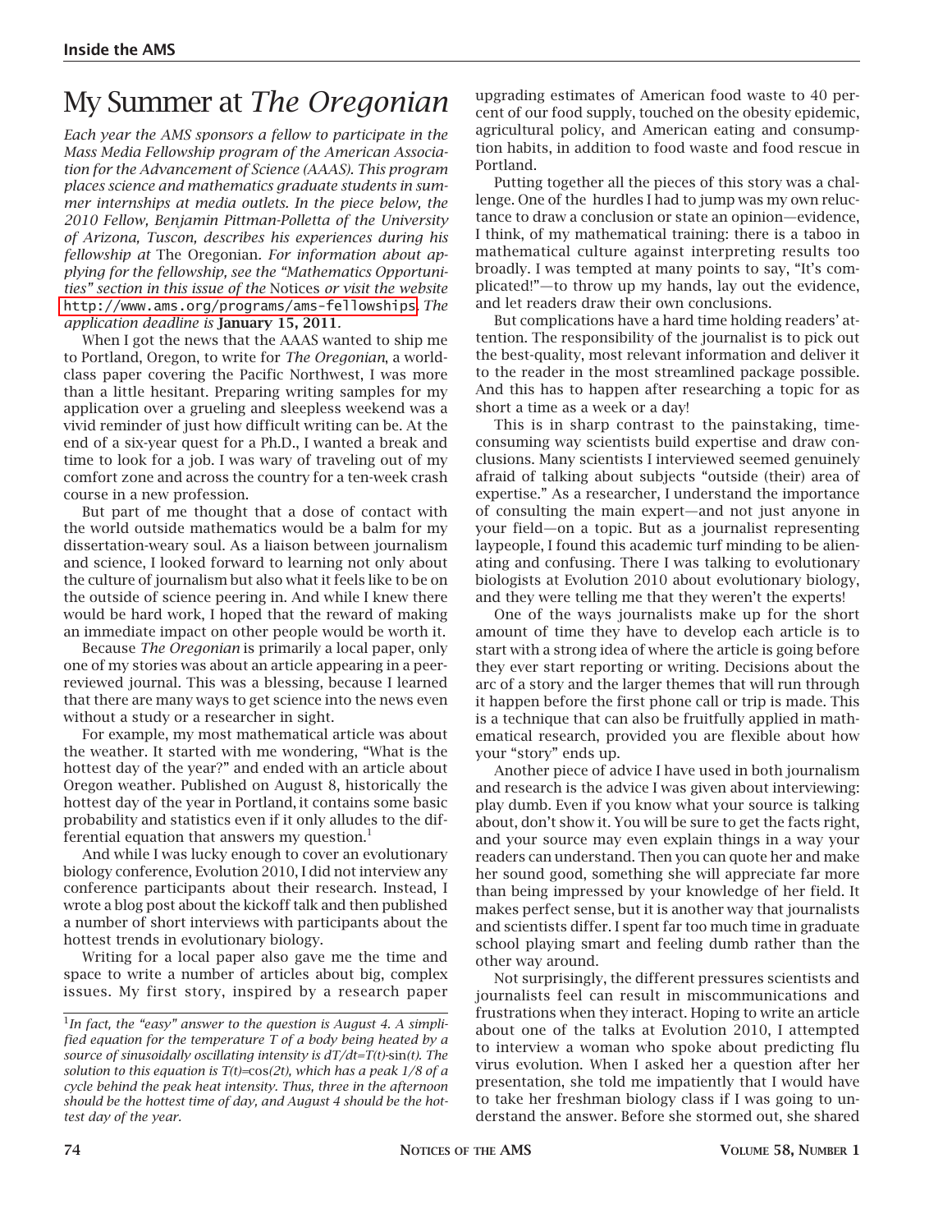# My Summer at *The Oregonian*

*Each year the AMS sponsors a fellow to participate in the Mass Media Fellowship program of the American Association for the Advancement of Science (AAAS). This program places science and mathematics graduate students in summer internships at media outlets. In the piece below, the 2010 Fellow, Benjamin Pittman-Polletta of the University of Arizona, Tuscon, describes his experiences during his fellowship at* The Oregonian*. For information about applying for the fellowship, see the "Mathematics Opportunities" section in this issue of the* Notices *or visit the website* http://www.ams.org/programs/ams-fellowships. *The application deadline is* **January 15, 2011**.

When I got the news that the AAAS wanted to ship me to Portland, Oregon, to write for *The Oregonian*, a world-class paper covering the Pacific Northwest, I was more than a little hesitant. Preparing writing samples for my application over a grueling and sleepless weekend was a vivid reminder of just how difficult writing can be. At the end of a six-year quest for a Ph.D., I wanted a break and time to look for a job. I was wary of traveling out of my comfort zone and across the country for a ten-week crash course in a new profession.

But part of me thought that a dose of contact with the world outside mathematics would be a balm for my dissertation-weary soul. As a liaison between journalism and science, I looked forward to learning not only about the culture of journalism but also what it feels like to be on the outside of science peering in. And while I knew there would be hard work, I hoped that the reward of making an immediate impact on other people would be worth it.

Because *The Oregonian* is primarily a local paper, only one of my stories was about an article appearing in a peer-reviewed journal. This was a blessing, because I learned that there are many ways to get science into the news even without a study or a researcher in sight.

For example, my most mathematical article was about the weather. It started with me wondering, "What is the hottest day of the year?" and ended with an article about Oregon weather. Published on August 8, historically the hottest day of the year in Portland, it contains some basic probability and statistics even if it only alludes to the differential equation that answers my question.[1]

And while I was lucky enough to cover an evolutionary biology conference, Evolution 2010, I did not interview any conference participants about their research. Instead, I wrote a blog post about the kickoff talk and then published a number of short interviews with participants about the hottest trends in evolutionary biology.

Writing for a local paper also gave me the time and space to write a number of articles about big, complex issues. My first story, inspired by a research paper upgrading estimates of American food waste to 40 percent of our food supply, touched on the obesity epidemic, agricultural policy, and American eating and consumption habits, in addition to food waste and food rescue in Portland.

Putting together all the pieces of this story was a challenge. One of the hurdles I had to jump was my own reluctance to draw a conclusion or state an opinion—evidence, I think, of my mathematical training: there is a taboo in mathematical culture against interpreting results too broadly. I was tempted at many points to say, "It's complicated!"—to throw up my hands, lay out the evidence, and let readers draw their own conclusions.

But complications have a hard time holding readers' attention. The responsibility of the journalist is to pick out the best-quality, most relevant information and deliver it to the reader in the most streamlined package possible. And this has to happen after researching a topic for as short a time as a week or a day!

This is in sharp contrast to the painstaking, time-consuming way scientists build expertise and draw conclusions. Many scientists I interviewed seemed genuinely afraid of talking about subjects "outside (their) area of expertise." As a researcher, I understand the importance of consulting the main expert—and not just anyone in your field—on a topic. But as a journalist representing laypeople, I found this academic turf minding to be alienating and confusing. There I was talking to evolutionary biologists at Evolution 2010 about evolutionary biology, and they were telling me that they weren't the experts!

One of the ways journalists make up for the short amount of time they have to develop each article is to start with a strong idea of where the article is going before they ever start reporting or writing. Decisions about the arc of a story and the larger themes that will run through it happen before the first phone call or trip is made. This is a technique that can also be fruitfully applied in mathematical research, provided you are flexible about how your "story" ends up.

Another piece of advice I have used in both journalism and research is the advice I was given about interviewing: play dumb. Even if you know what your source is talking about, don't show it. You will be sure to get the facts right, and your source may even explain things in a way your readers can understand. Then you can quote her and make her sound good, something she will appreciate far more than being impressed by your knowledge of her field. It makes perfect sense, but it is another way that journalists and scientists differ. I spent far too much time in graduate school playing smart and feeling dumb rather than the other way around.

Not surprisingly, the different pressures scientists and journalists feel can result in miscommunications and frustrations when they interact. Hoping to write an article about one of the talks at Evolution 2010, I attempted to interview a woman who spoke about predicting flu virus evolution. When I asked her a question after her presentation, she told me impatiently that I would have to take her freshman biology class if I was going to understand the answer. Before she stormed out, she shared

---

[1] *In fact, the "easy" answer to the question is August 4. A simplified equation for the temperature $T$ of a body being heated by a source of sinusoidally oscillating intensity is $dT/dt=T(t)\sin(t)$. The solution to this equation is $T(t)=\cos(2t)$, which has a peak 1/8 of a cycle behind the peak heat intensity. Thus, three in the afternoon should be the hottest time of day, and August 4 should be the hottest day of the year.*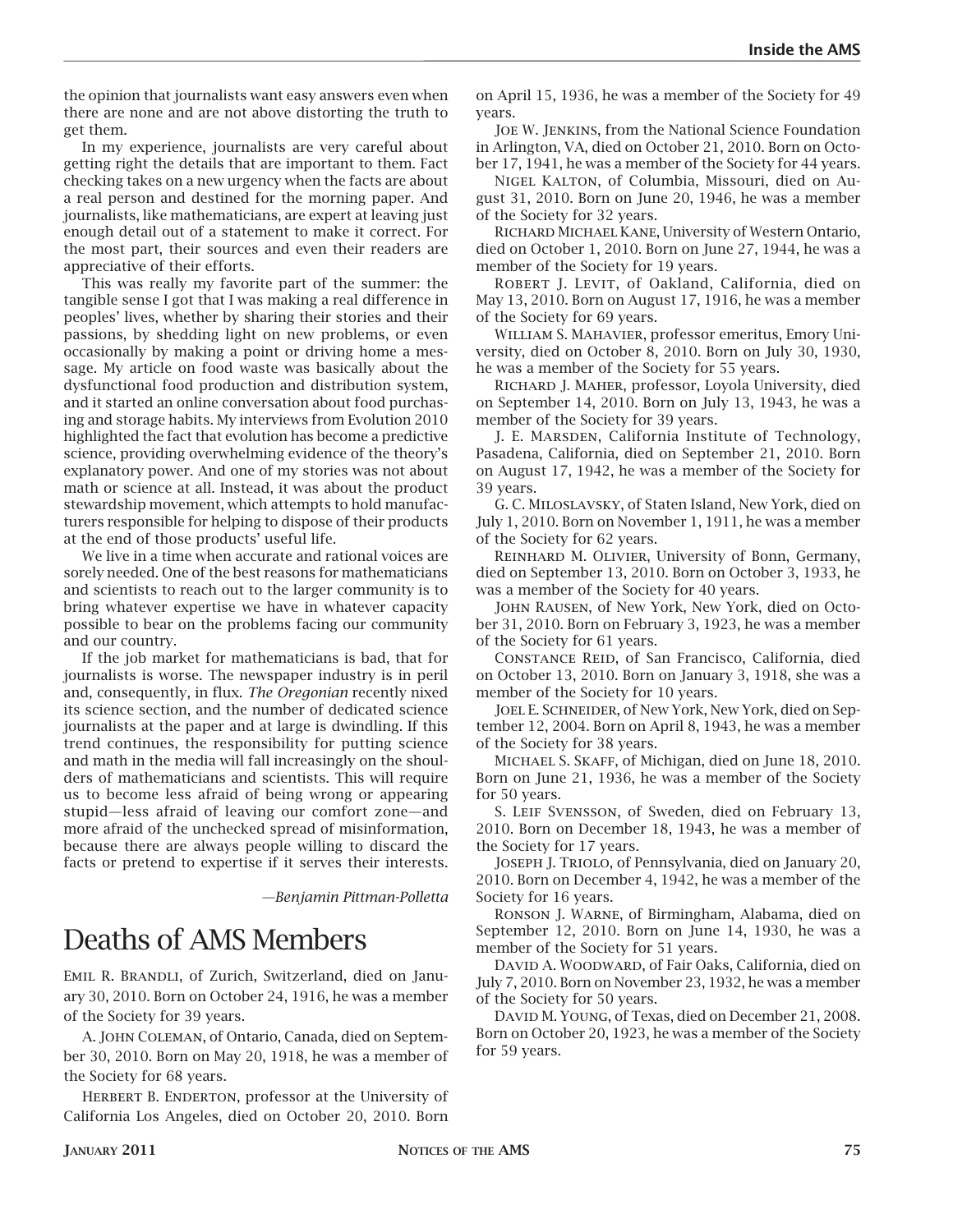the opinion that journalists want easy answers even when there are none and are not above distorting the truth to get them.

In my experience, journalists are very careful about getting right the details that are important to them. Fact checking takes on a new urgency when the facts are about a real person and destined for the morning paper. And journalists, like mathematicians, are expert at leaving just enough detail out of a statement to make it correct. For the most part, their sources and even their readers are appreciative of their efforts.

This was really my favorite part of the summer: the tangible sense I got that I was making a real difference in peoples' lives, whether by sharing their stories and their passions, by shedding light on new problems, or even occasionally by making a point or driving home a message. My article on food waste was basically about the dysfunctional food production and distribution system, and it started an online conversation about food purchasing and storage habits. My interviews from Evolution 2010 highlighted the fact that evolution has become a predictive science, providing overwhelming evidence of the theory's explanatory power. And one of my stories was not about math or science at all. Instead, it was about the product stewardship movement, which attempts to hold manufacturers responsible for helping to dispose of their products at the end of those products' useful life.

We live in a time when accurate and rational voices are sorely needed. One of the best reasons for mathematicians and scientists to reach out to the larger community is to bring whatever expertise we have in whatever capacity possible to bear on the problems facing our community and our country.

If the job market for mathematicians is bad, that for journalists is worse. The newspaper industry is in peril and, consequently, in flux. *The Oregonian* recently nixed its science section, and the number of dedicated science journalists at the paper and at large is dwindling. If this trend continues, the responsibility for putting science and math in the media will fall increasingly on the shoulders of mathematicians and scientists. This will require us to become less afraid of being wrong or appearing stupid—less afraid of leaving our comfort zone—and more afraid of the unchecked spread of misinformation, because there are always people willing to discard the facts or pretend to expertise if it serves their interests.

*—Benjamin Pittman-Polletta*

# Deaths of AMS Members

Emil R. Brandli, of Zurich, Switzerland, died on January 30, 2010. Born on October 24, 1916, he was a member of the Society for 39 years.

A. John Coleman, of Ontario, Canada, died on September 30, 2010. Born on May 20, 1918, he was a member of the Society for 68 years.

Herbert B. Enderton, professor at the University of California Los Angeles, died on October 20, 2010. Born on April 15, 1936, he was a member of the Society for 49 years.

Joe W. Jenkins, from the National Science Foundation in Arlington, VA, died on October 21, 2010. Born on October 17, 1941, he was a member of the Society for 44 years.

Nigel Kalton, of Columbia, Missouri, died on August 31, 2010. Born on June 20, 1946, he was a member of the Society for 32 years.

Richard Michael Kane, University of Western Ontario, died on October 1, 2010. Born on June 27, 1944, he was a member of the Society for 19 years.

Robert J. Levit, of Oakland, California, died on May 13, 2010. Born on August 17, 1916, he was a member of the Society for 69 years.

William S. Mahavier, professor emeritus, Emory University, died on October 8, 2010. Born on July 30, 1930, he was a member of the Society for 55 years.

Richard J. Maher, professor, Loyola University, died on September 14, 2010. Born on July 13, 1943, he was a member of the Society for 39 years.

J. E. Marsden, California Institute of Technology, Pasadena, California, died on September 21, 2010. Born on August 17, 1942, he was a member of the Society for 39 years.

G. C. Miloslavsky, of Staten Island, New York, died on July 1, 2010. Born on November 1, 1911, he was a member of the Society for 62 years.

Reinhard M. Olivier, University of Bonn, Germany, died on September 13, 2010. Born on October 3, 1933, he was a member of the Society for 40 years.

John Rausen, of New York, New York, died on October 31, 2010. Born on February 3, 1923, he was a member of the Society for 61 years.

Constance Reid, of San Francisco, California, died on October 13, 2010. Born on January 3, 1918, she was a member of the Society for 10 years.

Joel E. Schneider, of New York, New York, died on September 12, 2004. Born on April 8, 1943, he was a member of the Society for 38 years.

Michael S. Skaff, of Michigan, died on June 18, 2010. Born on June 21, 1936, he was a member of the Society for 50 years.

S. Leif Svensson, of Sweden, died on February 13, 2010. Born on December 18, 1943, he was a member of the Society for 17 years.

Joseph J. Triolo, of Pennsylvania, died on January 20, 2010. Born on December 4, 1942, he was a member of the Society for 16 years.

Ronson J. Warne, of Birmingham, Alabama, died on September 12, 2010. Born on June 14, 1930, he was a member of the Society for 51 years.

David A. Woodward, of Fair Oaks, California, died on July 7, 2010. Born on November 23, 1932, he was a member of the Society for 50 years.

David M. Young, of Texas, died on December 21, 2008. Born on October 20, 1923, he was a member of the Society for 59 years.